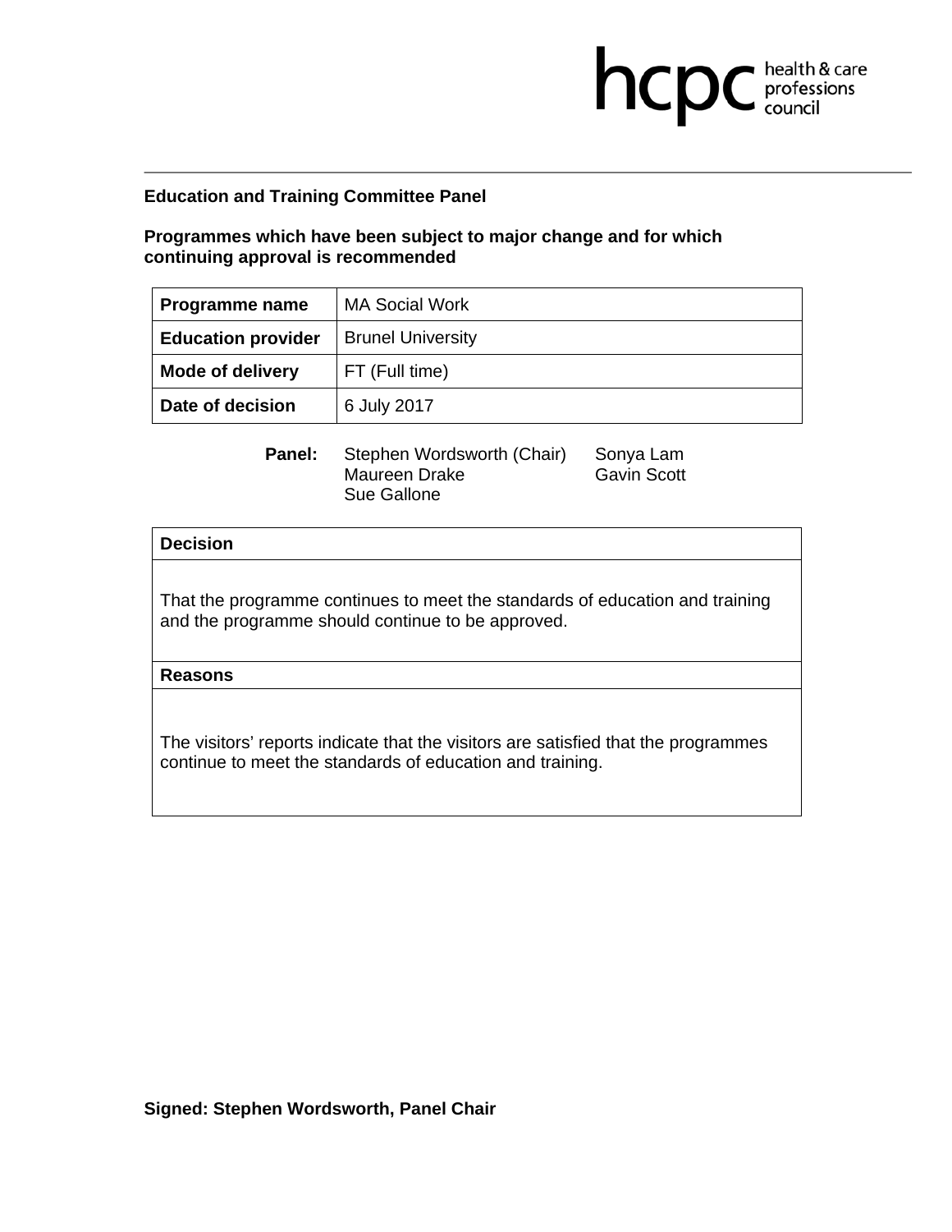**Education and Training Committee Panel**

**Programmes which have been subject to major change and for which continuing approval is recommended**

| **Programme name** | MA Social Work |
|---|---|
| **Education provider** | Brunel University |
| **Mode of delivery** | FT (Full time) |
| **Date of decision** | 6 July 2017 |

**Panel:** Stephen Wordsworth (Chair), Maureen Drake, Sue Gallone, Sonya Lam, Gavin Scott

| **Decision** |
|---|
| That the programme continues to meet the standards of education and training and the programme should continue to be approved. |
| **Reasons** |
| The visitors' reports indicate that the visitors are satisfied that the programmes continue to meet the standards of education and training. |

**Signed: Stephen Wordsworth, Panel Chair**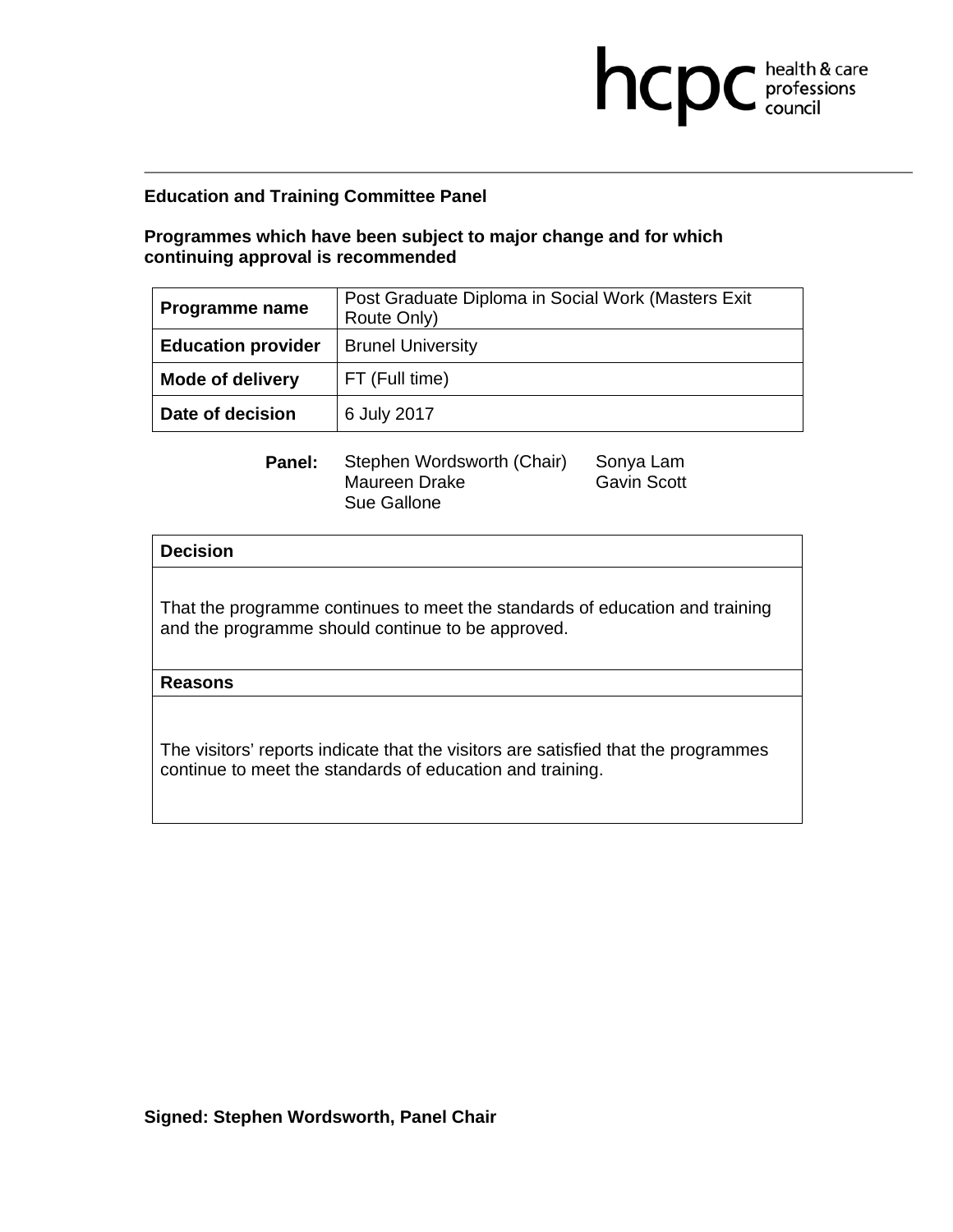**Education and Training Committee Panel**

**Programmes which have been subject to major change and for which continuing approval is recommended**

| **Programme name** | Post Graduate Diploma in Social Work (Masters Exit Route Only) |
|---|---|
| **Education provider** | Brunel University |
| **Mode of delivery** | FT (Full time) |
| **Date of decision** | 6 July 2017 |

**Panel:** Stephen Wordsworth (Chair), Maureen Drake, Sue Gallone, Sonya Lam, Gavin Scott

| **Decision** |
|---|
| That the programme continues to meet the standards of education and training and the programme should continue to be approved. |
| **Reasons** |
| The visitors' reports indicate that the visitors are satisfied that the programmes continue to meet the standards of education and training. |

**Signed: Stephen Wordsworth, Panel Chair**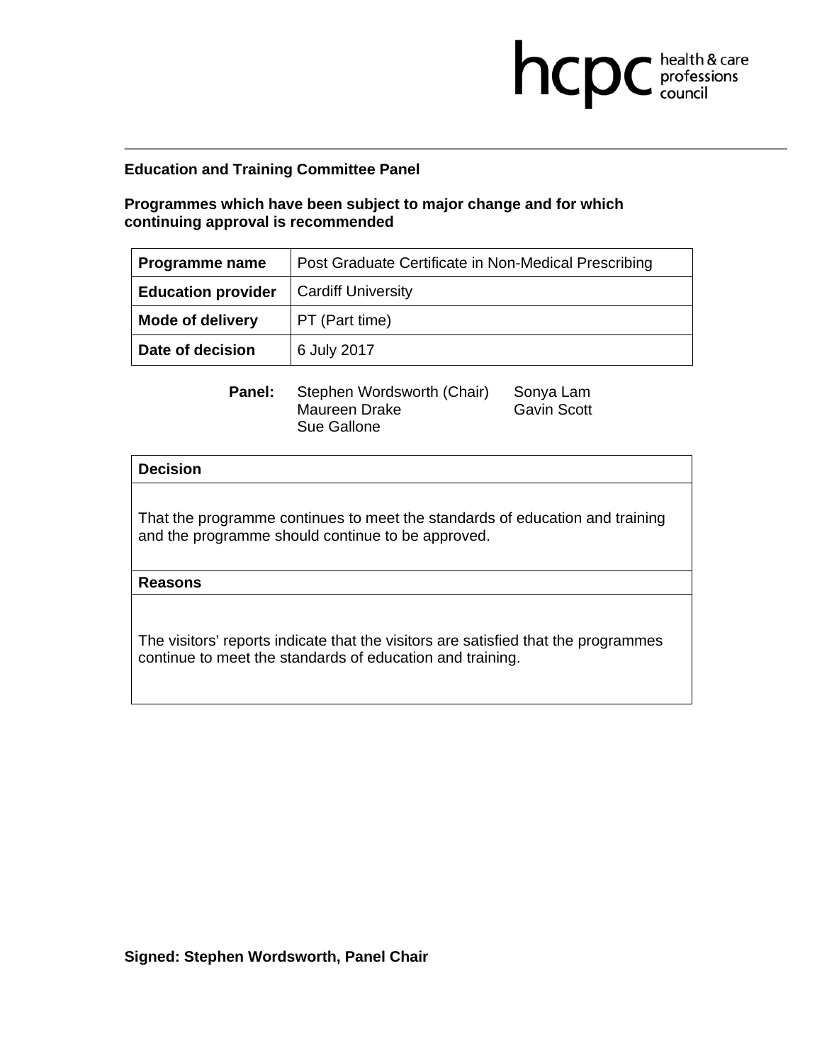**Education and Training Committee Panel**

**Programmes which have been subject to major change and for which continuing approval is recommended**

| **Programme name** | Post Graduate Certificate in Non-Medical Prescribing |
|---|---|
| **Education provider** | Cardiff University |
| **Mode of delivery** | PT (Part time) |
| **Date of decision** | 6 July 2017 |

**Panel:** Stephen Wordsworth (Chair), Maureen Drake, Sue Gallone, Sonya Lam, Gavin Scott

| **Decision** |
|---|
| That the programme continues to meet the standards of education and training and the programme should continue to be approved. |
| **Reasons** |
| The visitors' reports indicate that the visitors are satisfied that the programmes continue to meet the standards of education and training. |

**Signed: Stephen Wordsworth, Panel Chair**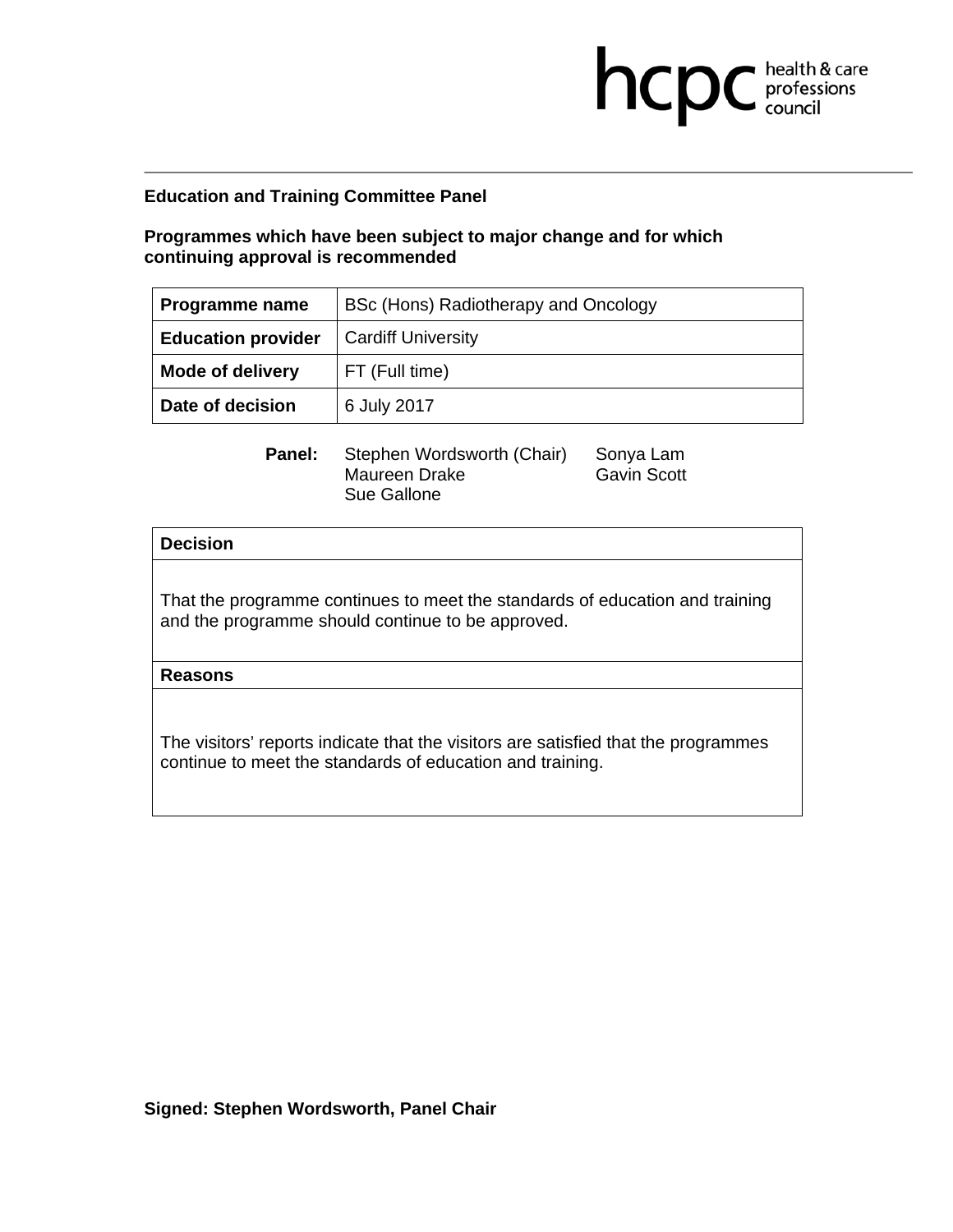**Education and Training Committee Panel**

**Programmes which have been subject to major change and for which continuing approval is recommended**

| **Programme name** | BSc (Hons) Radiotherapy and Oncology |
|---|---|
| **Education provider** | Cardiff University |
| **Mode of delivery** | FT (Full time) |
| **Date of decision** | 6 July 2017 |

**Panel:** Stephen Wordsworth (Chair), Maureen Drake, Sue Gallone, Sonya Lam, Gavin Scott

| **Decision** |
|---|
| That the programme continues to meet the standards of education and training and the programme should continue to be approved. |
| **Reasons** |
| The visitors' reports indicate that the visitors are satisfied that the programmes continue to meet the standards of education and training. |

**Signed: Stephen Wordsworth, Panel Chair**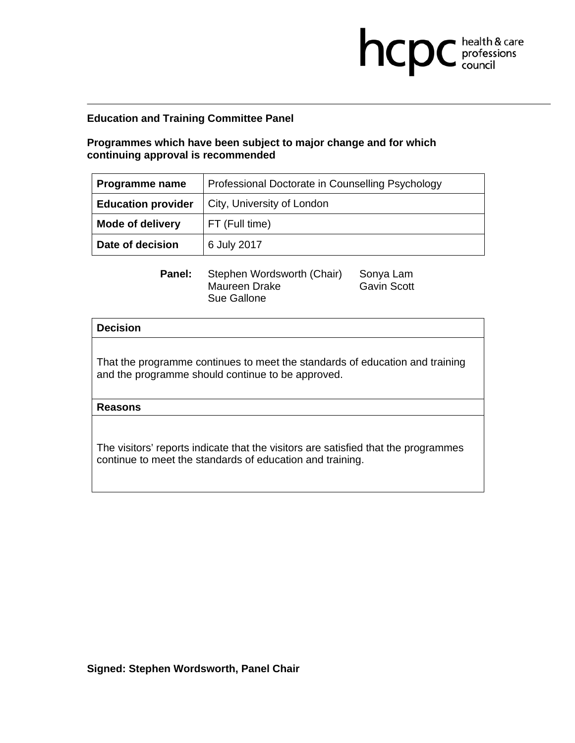**Education and Training Committee Panel**

**Programmes which have been subject to major change and for which continuing approval is recommended**

| **Programme name** | Professional Doctorate in Counselling Psychology |
|---|---|
| **Education provider** | City, University of London |
| **Mode of delivery** | FT (Full time) |
| **Date of decision** | 6 July 2017 |

**Panel:** Stephen Wordsworth (Chair), Maureen Drake, Sue Gallone, Sonya Lam, Gavin Scott

| **Decision** |
|---|
| That the programme continues to meet the standards of education and training and the programme should continue to be approved. |
| **Reasons** |
| The visitors' reports indicate that the visitors are satisfied that the programmes continue to meet the standards of education and training. |

**Signed: Stephen Wordsworth, Panel Chair**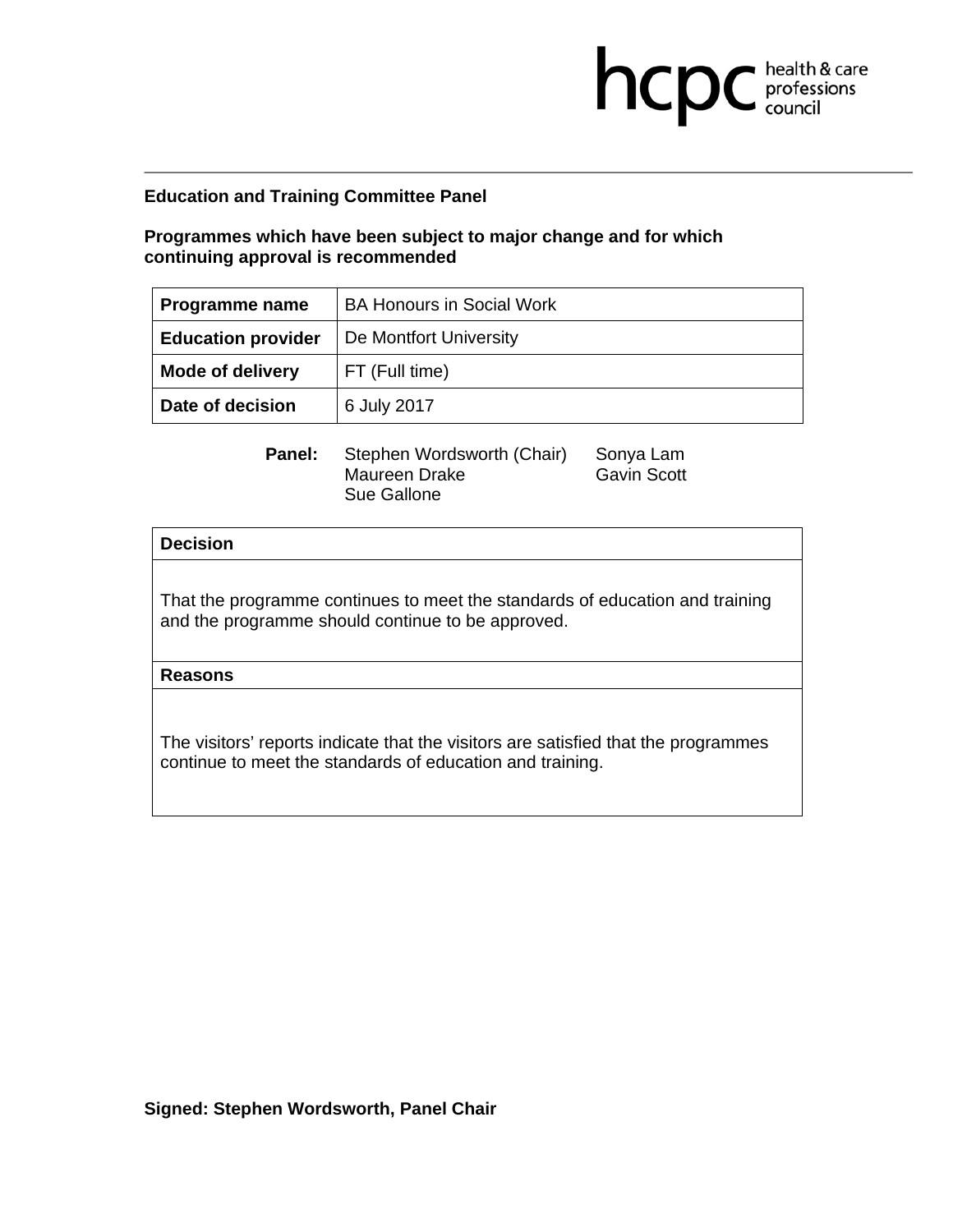**Education and Training Committee Panel**

**Programmes which have been subject to major change and for which continuing approval is recommended**

| **Programme name** | BA Honours in Social Work |
|---|---|
| **Education provider** | De Montfort University |
| **Mode of delivery** | FT (Full time) |
| **Date of decision** | 6 July 2017 |

**Panel:** Stephen Wordsworth (Chair), Maureen Drake, Sue Gallone, Sonya Lam, Gavin Scott

| **Decision** |
|---|
| That the programme continues to meet the standards of education and training and the programme should continue to be approved. |
| **Reasons** |
| The visitors' reports indicate that the visitors are satisfied that the programmes continue to meet the standards of education and training. |

**Signed: Stephen Wordsworth, Panel Chair**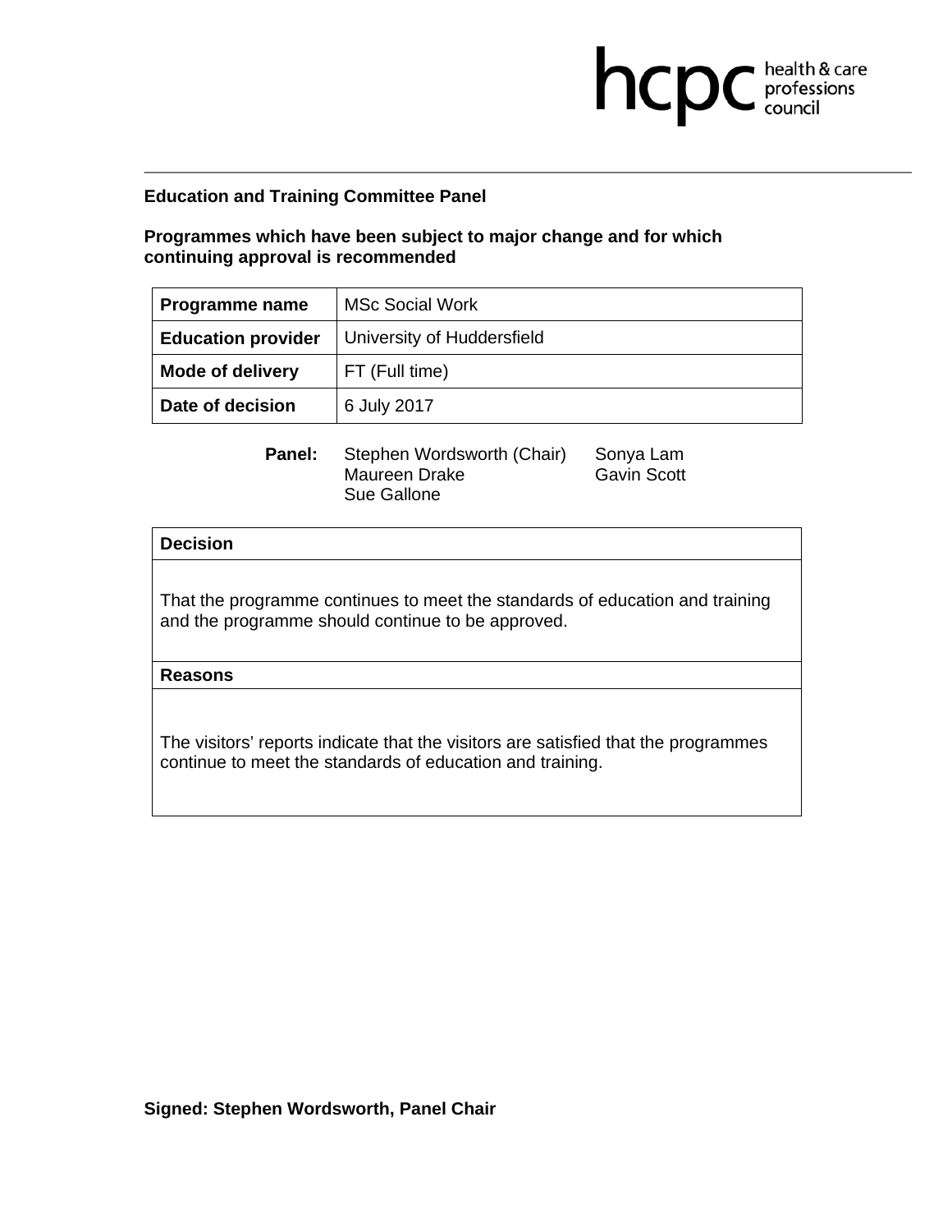hcpc health & care professions council

**Education and Training Committee Panel**

**Programmes which have been subject to major change and for which continuing approval is recommended**

| **Programme name** | MSc Social Work |
| --- | --- |
| **Education provider** | University of Huddersfield |
| **Mode of delivery** | FT (Full time) |
| **Date of decision** | 6 July 2017 |

**Panel:** Stephen Wordsworth (Chair), Maureen Drake, Sue Gallone, Sonya Lam, Gavin Scott

| **Decision** |
| --- |
| That the programme continues to meet the standards of education and training and the programme should continue to be approved. |
| **Reasons** |
| The visitors' reports indicate that the visitors are satisfied that the programmes continue to meet the standards of education and training. |

**Signed: Stephen Wordsworth, Panel Chair**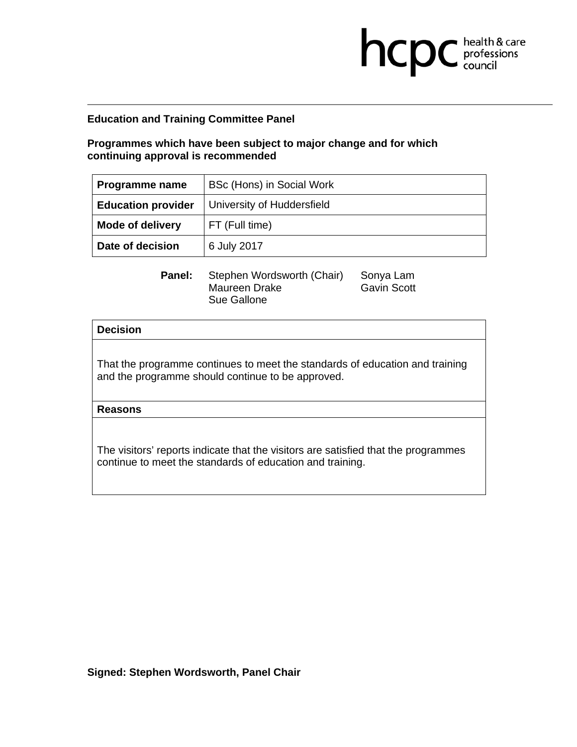hcpc health & care professions council

**Education and Training Committee Panel**

**Programmes which have been subject to major change and for which continuing approval is recommended**

| **Programme name** | BSc (Hons) in Social Work |
|---|---|
| **Education provider** | University of Huddersfield |
| **Mode of delivery** | FT (Full time) |
| **Date of decision** | 6 July 2017 |

**Panel:** Stephen Wordsworth (Chair), Maureen Drake, Sue Gallone, Sonya Lam, Gavin Scott

| **Decision** |
|---|
| That the programme continues to meet the standards of education and training and the programme should continue to be approved. |
| **Reasons** |
| The visitors' reports indicate that the visitors are satisfied that the programmes continue to meet the standards of education and training. |

**Signed: Stephen Wordsworth, Panel Chair**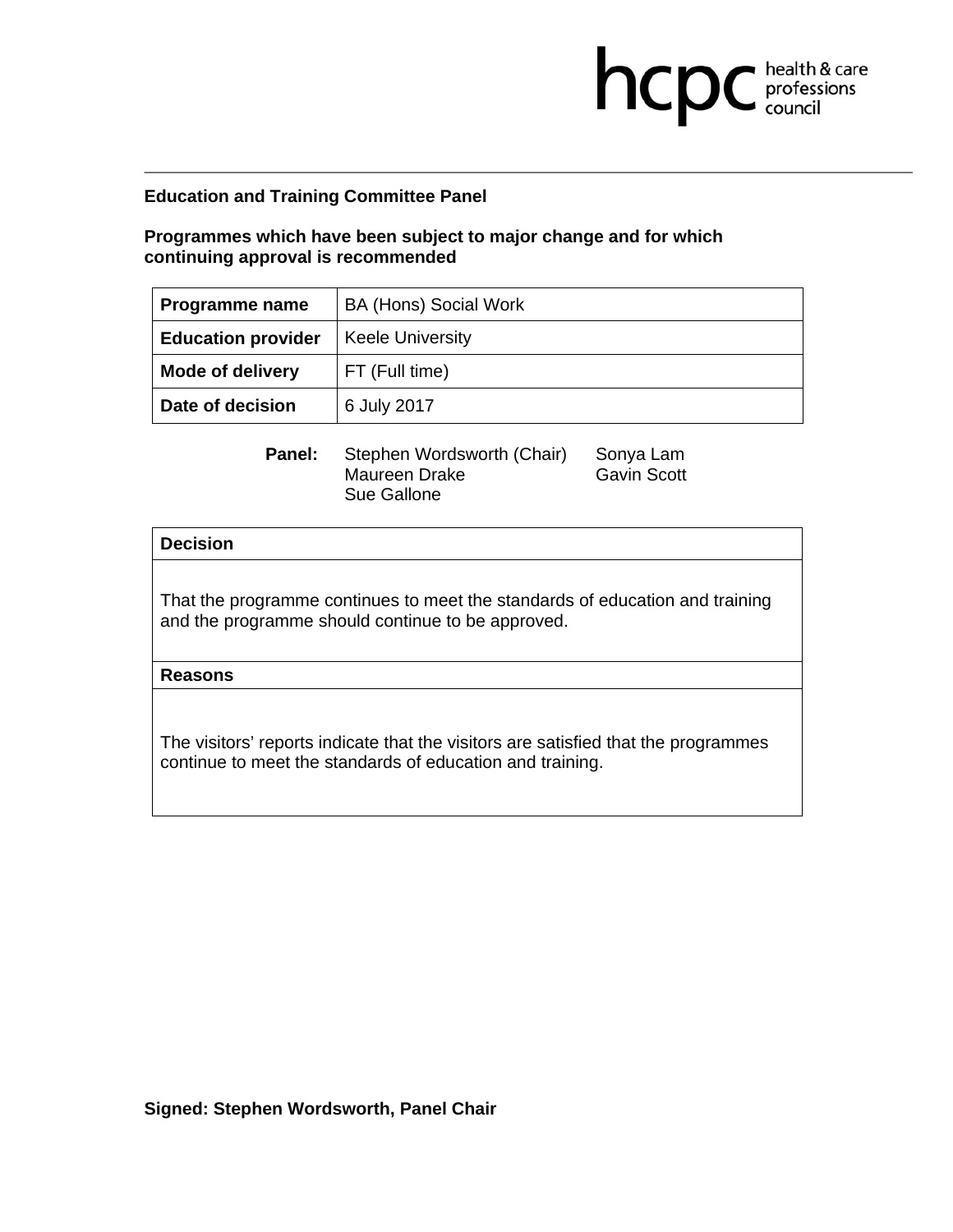**Education and Training Committee Panel**

**Programmes which have been subject to major change and for which continuing approval is recommended**

| **Programme name** | BA (Hons) Social Work |
|---|---|
| **Education provider** | Keele University |
| **Mode of delivery** | FT (Full time) |
| **Date of decision** | 6 July 2017 |

**Panel:** Stephen Wordsworth (Chair), Maureen Drake, Sue Gallone, Sonya Lam, Gavin Scott

| **Decision** |
|---|
| That the programme continues to meet the standards of education and training and the programme should continue to be approved. |
| **Reasons** |
| The visitors' reports indicate that the visitors are satisfied that the programmes continue to meet the standards of education and training. |

**Signed: Stephen Wordsworth, Panel Chair**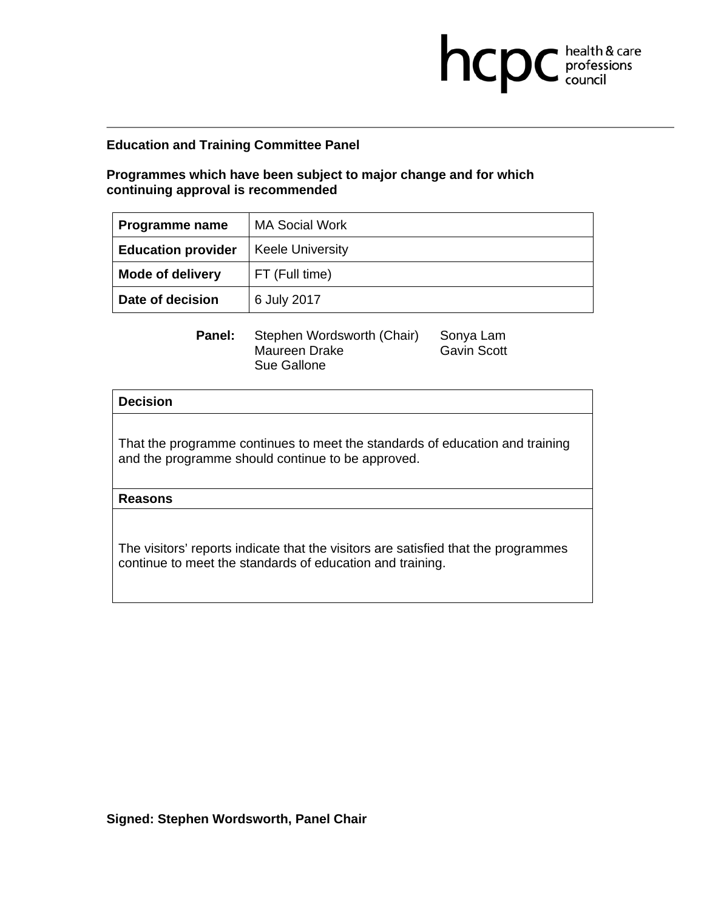**Education and Training Committee Panel**

**Programmes which have been subject to major change and for which continuing approval is recommended**

| **Programme name** | MA Social Work |
|---|---|
| **Education provider** | Keele University |
| **Mode of delivery** | FT (Full time) |
| **Date of decision** | 6 July 2017 |

**Panel:** Stephen Wordsworth (Chair), Maureen Drake, Sue Gallone, Sonya Lam, Gavin Scott

| **Decision** |
|---|
| That the programme continues to meet the standards of education and training and the programme should continue to be approved. |
| **Reasons** |
| The visitors' reports indicate that the visitors are satisfied that the programmes continue to meet the standards of education and training. |

**Signed: Stephen Wordsworth, Panel Chair**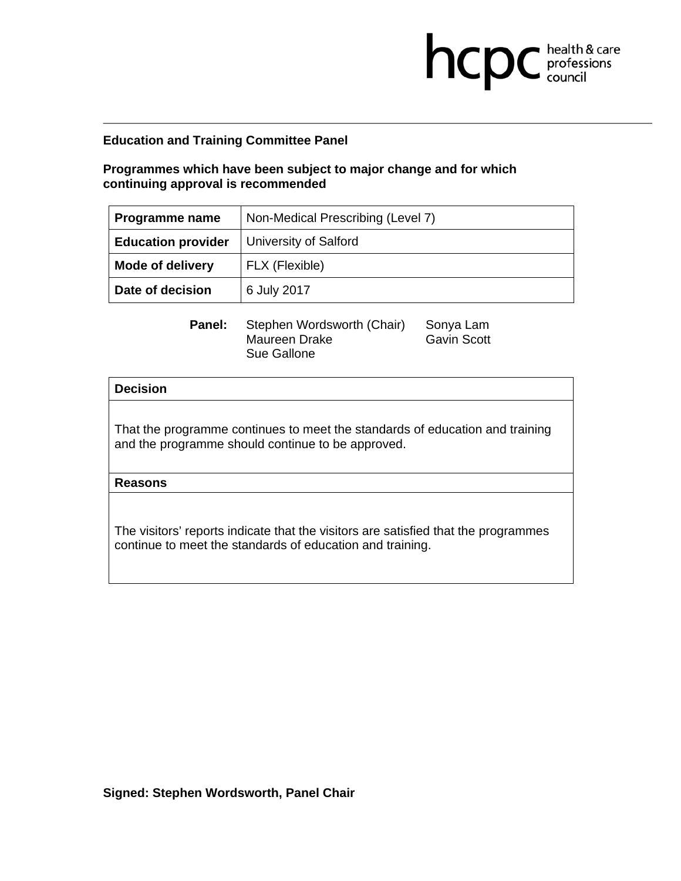hcpc health & care professions council

**Education and Training Committee Panel**

**Programmes which have been subject to major change and for which continuing approval is recommended**

| **Programme name** | Non-Medical Prescribing (Level 7) |
|---|---|
| **Education provider** | University of Salford |
| **Mode of delivery** | FLX (Flexible) |
| **Date of decision** | 6 July 2017 |

**Panel:** Stephen Wordsworth (Chair), Maureen Drake, Sue Gallone, Sonya Lam, Gavin Scott

| **Decision** |
|---|
| That the programme continues to meet the standards of education and training and the programme should continue to be approved. |
| **Reasons** |
| The visitors' reports indicate that the visitors are satisfied that the programmes continue to meet the standards of education and training. |

**Signed: Stephen Wordsworth, Panel Chair**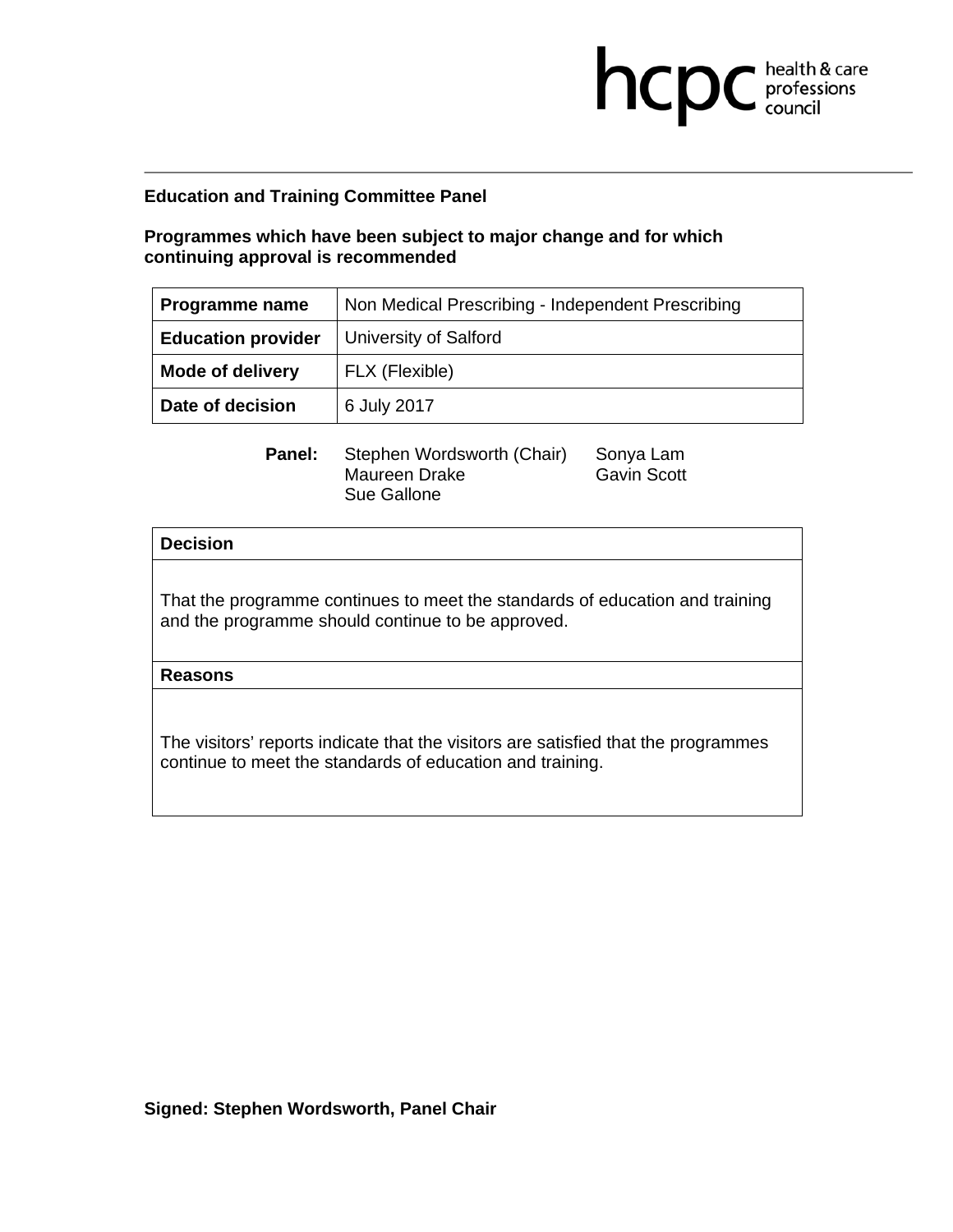**Education and Training Committee Panel**

**Programmes which have been subject to major change and for which continuing approval is recommended**

| **Programme name** | Non Medical Prescribing - Independent Prescribing |
|---|---|
| **Education provider** | University of Salford |
| **Mode of delivery** | FLX (Flexible) |
| **Date of decision** | 6 July 2017 |

**Panel:** Stephen Wordsworth (Chair), Maureen Drake, Sue Gallone, Sonya Lam, Gavin Scott

| **Decision** |
|---|
| That the programme continues to meet the standards of education and training and the programme should continue to be approved. |
| **Reasons** |
| The visitors' reports indicate that the visitors are satisfied that the programmes continue to meet the standards of education and training. |

**Signed: Stephen Wordsworth, Panel Chair**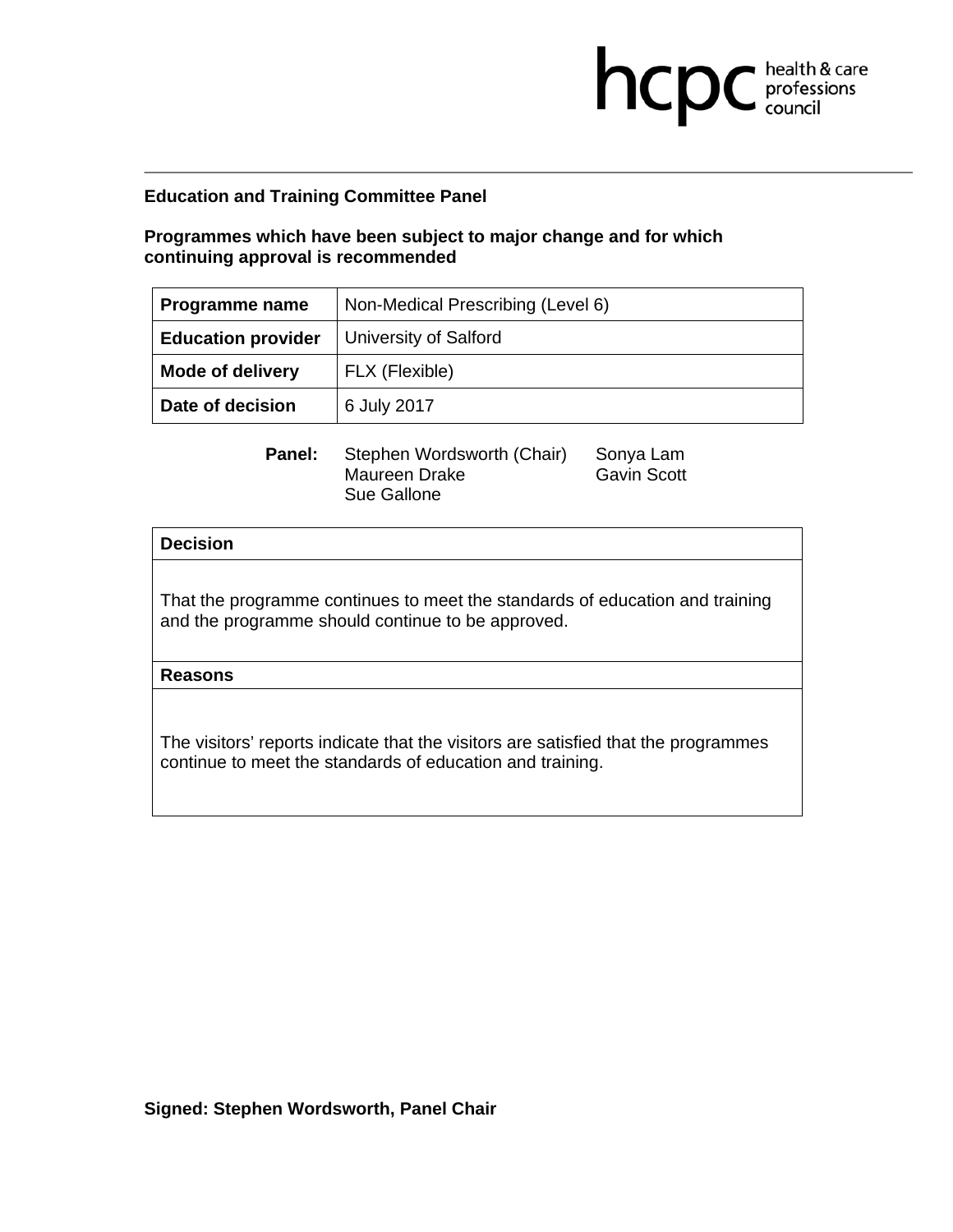**Education and Training Committee Panel**

**Programmes which have been subject to major change and for which continuing approval is recommended**

| **Programme name** | Non-Medical Prescribing (Level 6) |
|---|---|
| **Education provider** | University of Salford |
| **Mode of delivery** | FLX (Flexible) |
| **Date of decision** | 6 July 2017 |

**Panel:** Stephen Wordsworth (Chair), Maureen Drake, Sue Gallone, Sonya Lam, Gavin Scott

| **Decision** |
|---|
| That the programme continues to meet the standards of education and training and the programme should continue to be approved. |
| **Reasons** |
| The visitors' reports indicate that the visitors are satisfied that the programmes continue to meet the standards of education and training. |

**Signed: Stephen Wordsworth, Panel Chair**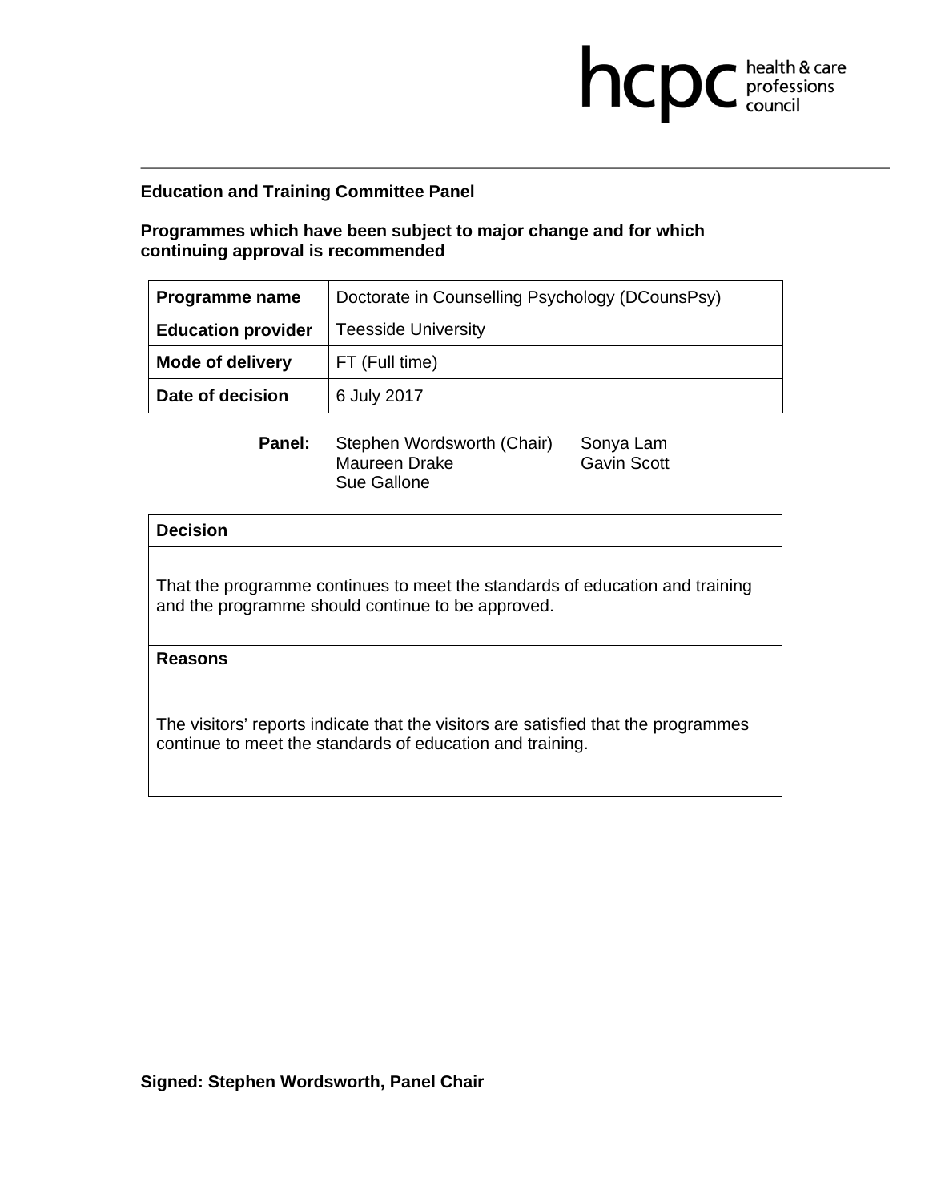hcpc health & care professions council

**Education and Training Committee Panel**

**Programmes which have been subject to major change and for which continuing approval is recommended**

| **Programme name** | Doctorate in Counselling Psychology (DCounsPsy) |
|---|---|
| **Education provider** | Teesside University |
| **Mode of delivery** | FT (Full time) |
| **Date of decision** | 6 July 2017 |

**Panel:** Stephen Wordsworth (Chair), Maureen Drake, Sue Gallone, Sonya Lam, Gavin Scott

| **Decision** |
|---|
| That the programme continues to meet the standards of education and training and the programme should continue to be approved. |
| **Reasons** |
| The visitors' reports indicate that the visitors are satisfied that the programmes continue to meet the standards of education and training. |

**Signed: Stephen Wordsworth, Panel Chair**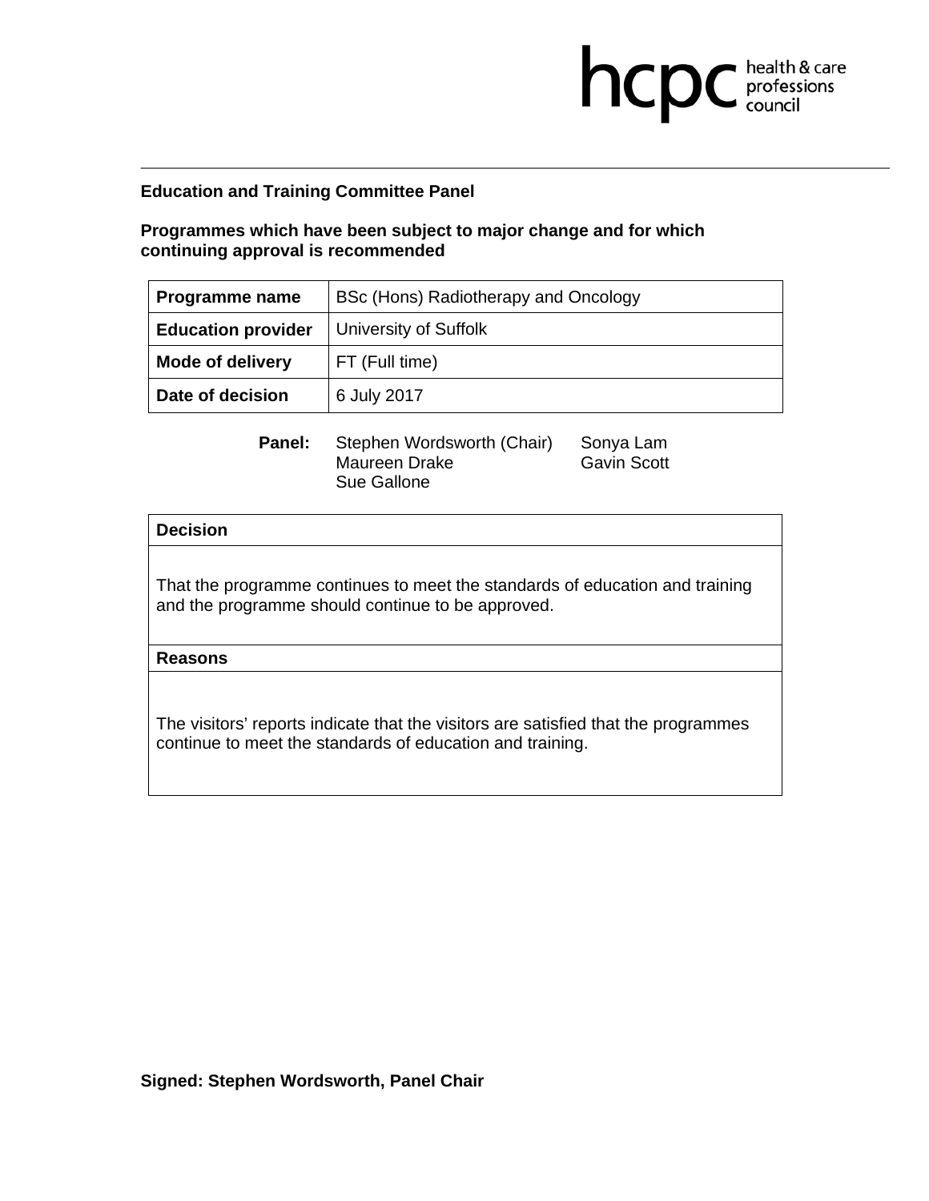**Education and Training Committee Panel**

**Programmes which have been subject to major change and for which continuing approval is recommended**

| **Programme name** | BSc (Hons) Radiotherapy and Oncology |
|---|---|
| **Education provider** | University of Suffolk |
| **Mode of delivery** | FT (Full time) |
| **Date of decision** | 6 July 2017 |

**Panel:** Stephen Wordsworth (Chair), Maureen Drake, Sue Gallone, Sonya Lam, Gavin Scott

| **Decision** |
|---|
| That the programme continues to meet the standards of education and training and the programme should continue to be approved. |
| **Reasons** |
| The visitors' reports indicate that the visitors are satisfied that the programmes continue to meet the standards of education and training. |

**Signed: Stephen Wordsworth, Panel Chair**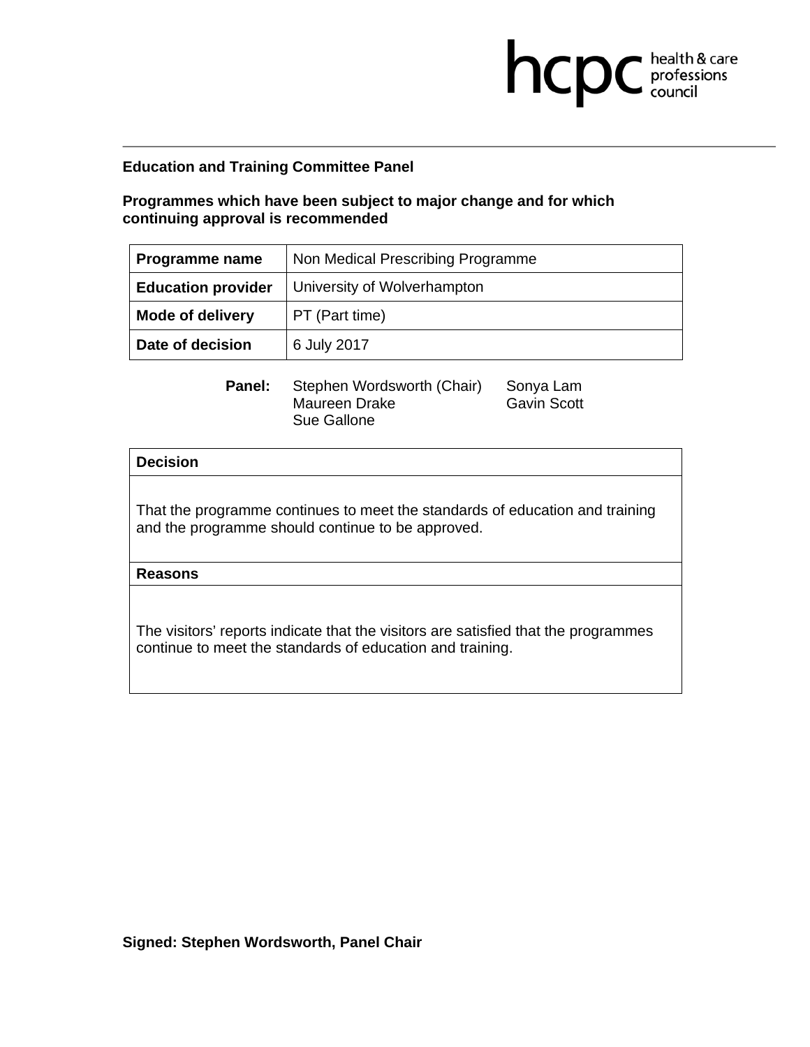**Education and Training Committee Panel**

**Programmes which have been subject to major change and for which continuing approval is recommended**

| **Programme name** | Non Medical Prescribing Programme |
|---|---|
| **Education provider** | University of Wolverhampton |
| **Mode of delivery** | PT (Part time) |
| **Date of decision** | 6 July 2017 |

**Panel:** Stephen Wordsworth (Chair), Maureen Drake, Sue Gallone, Sonya Lam, Gavin Scott

| **Decision** |
|---|
| That the programme continues to meet the standards of education and training and the programme should continue to be approved. |
| **Reasons** |
| The visitors' reports indicate that the visitors are satisfied that the programmes continue to meet the standards of education and training. |

**Signed: Stephen Wordsworth, Panel Chair**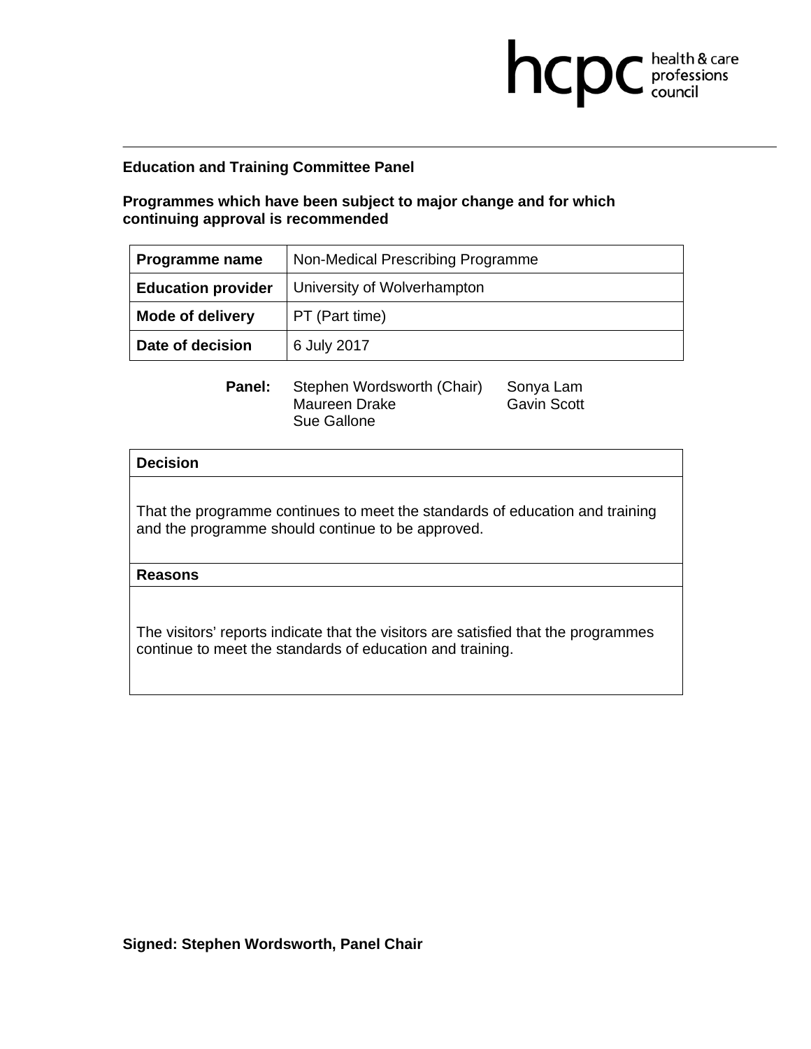**Education and Training Committee Panel**

**Programmes which have been subject to major change and for which continuing approval is recommended**

| | |
|---|---|
| **Programme name** | Non-Medical Prescribing Programme |
| **Education provider** | University of Wolverhampton |
| **Mode of delivery** | PT (Part time) |
| **Date of decision** | 6 July 2017 |

**Panel:** Stephen Wordsworth (Chair), Maureen Drake, Sue Gallone, Sonya Lam, Gavin Scott

| **Decision** |
|---|
| That the programme continues to meet the standards of education and training and the programme should continue to be approved. |
| **Reasons** |
| The visitors' reports indicate that the visitors are satisfied that the programmes continue to meet the standards of education and training. |

**Signed: Stephen Wordsworth, Panel Chair**